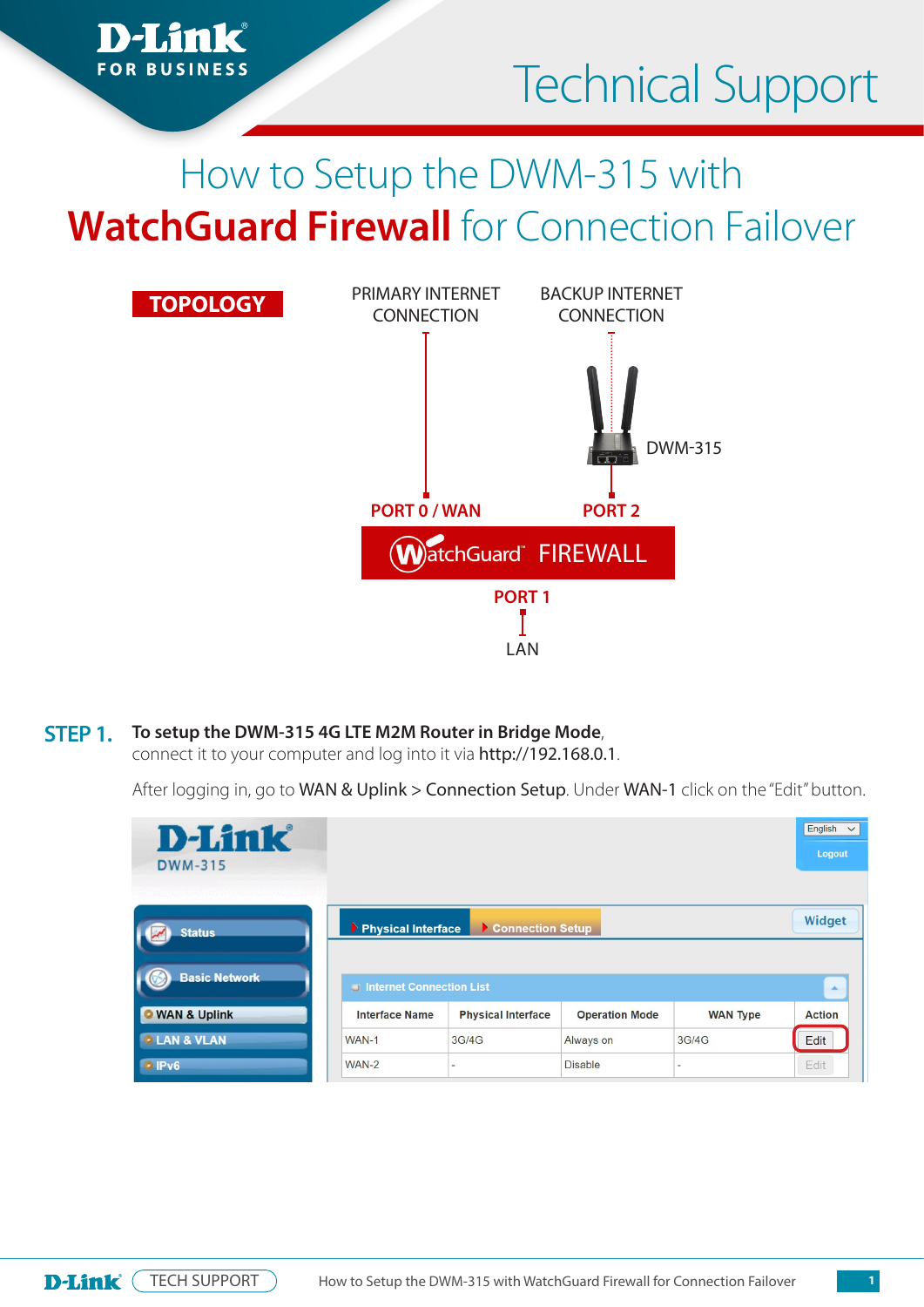# How to Setup the DWM-315 with **WatchGuard Firewall** for Connection Failover

**TOPOLOGY**

PRIMARY INTERNET CONNECTION

BACKUP INTERNET CONNECTION

DWM-315

PORT 0 / WAN

PORT 2

WatchGuard FIREWALL

PORT 1

LAN

## STEP 1.

**To setup the DWM-315 4G LTE M2M Router in Bridge Mode**, connect it to your computer and log into it via http://192.168.0.1.

After logging in, go to WAN & Uplink > Connection Setup. Under WAN-1 click on the "Edit" button.

D-Link DWM-315

English
Logout

Status
Basic Network
WAN & Uplink
LAN & VLAN
IPv6

Physical Interface | Connection Setup | Widget

Internet Connection List

| Interface Name | Physical Interface | Operation Mode | WAN Type | Action |
|---|---|---|---|---|
| WAN-1 | 3G/4G | Always on | 3G/4G | Edit |
| WAN-2 | - | Disable | - | Edit |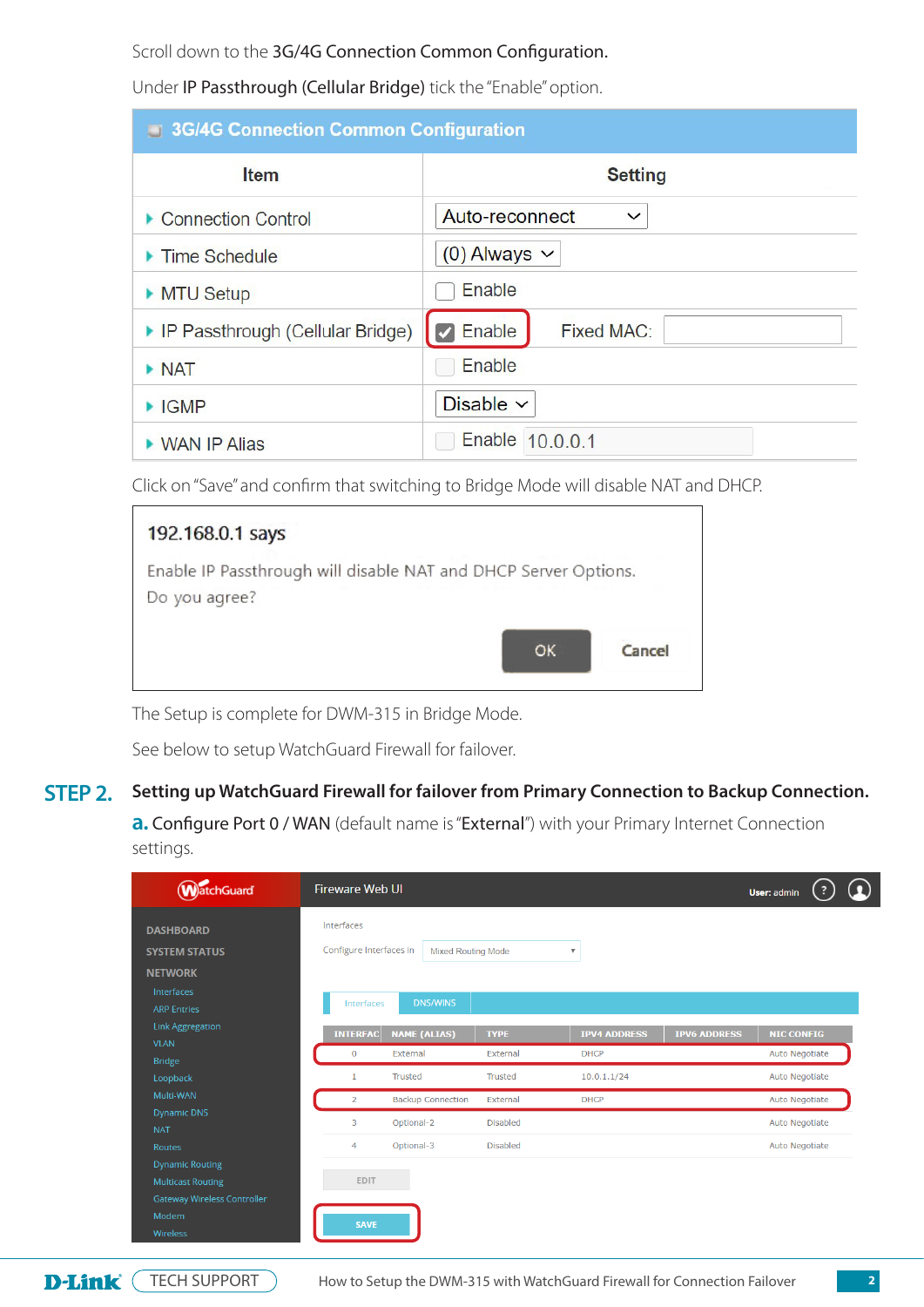Scroll down to the **3G/4G Connection Common Configuration.**

Under **IP Passthrough (Cellular Bridge)** tick the "Enable" option.

| 3G/4G Connection Common Configuration | |
|---|---|
| **Item** | **Setting** |
| Connection Control | Auto-reconnect |
| Time Schedule | (0) Always |
| MTU Setup | Enable |
| IP Passthrough (Cellular Bridge) | Enable   Fixed MAC: |
| NAT | Enable |
| IGMP | Disable |
| WAN IP Alias | Enable 10.0.0.1 |

Click on "Save" and confirm that switching to Bridge Mode will disable NAT and DHCP.

> 192.168.0.1 says
>
> Enable IP Passthrough will disable NAT and DHCP Server Options.
> Do you agree?
>
> OK   Cancel

The Setup is complete for DWM-315 in Bridge Mode.

See below to setup WatchGuard Firewall for failover.

## STEP 2. Setting up WatchGuard Firewall for failover from Primary Connection to Backup Connection.

**a.** **Configure Port 0 / WAN** (default name is "**External**") with your Primary Internet Connection settings.

Fireware Web UI — Interfaces

Configure Interfaces in: Mixed Routing Mode

| INTERFACE | NAME (ALIAS) | TYPE | IPV4 ADDRESS | IPV6 ADDRESS | NIC CONFIG |
|---|---|---|---|---|---|
| 0 | External | External | DHCP | | Auto Negotiate |
| 1 | Trusted | Trusted | 10.0.1.1/24 | | Auto Negotiate |
| 2 | Backup Connection | External | DHCP | | Auto Negotiate |
| 3 | Optional-2 | Disabled | | | Auto Negotiate |
| 4 | Optional-3 | Disabled | | | Auto Negotiate |

EDIT

SAVE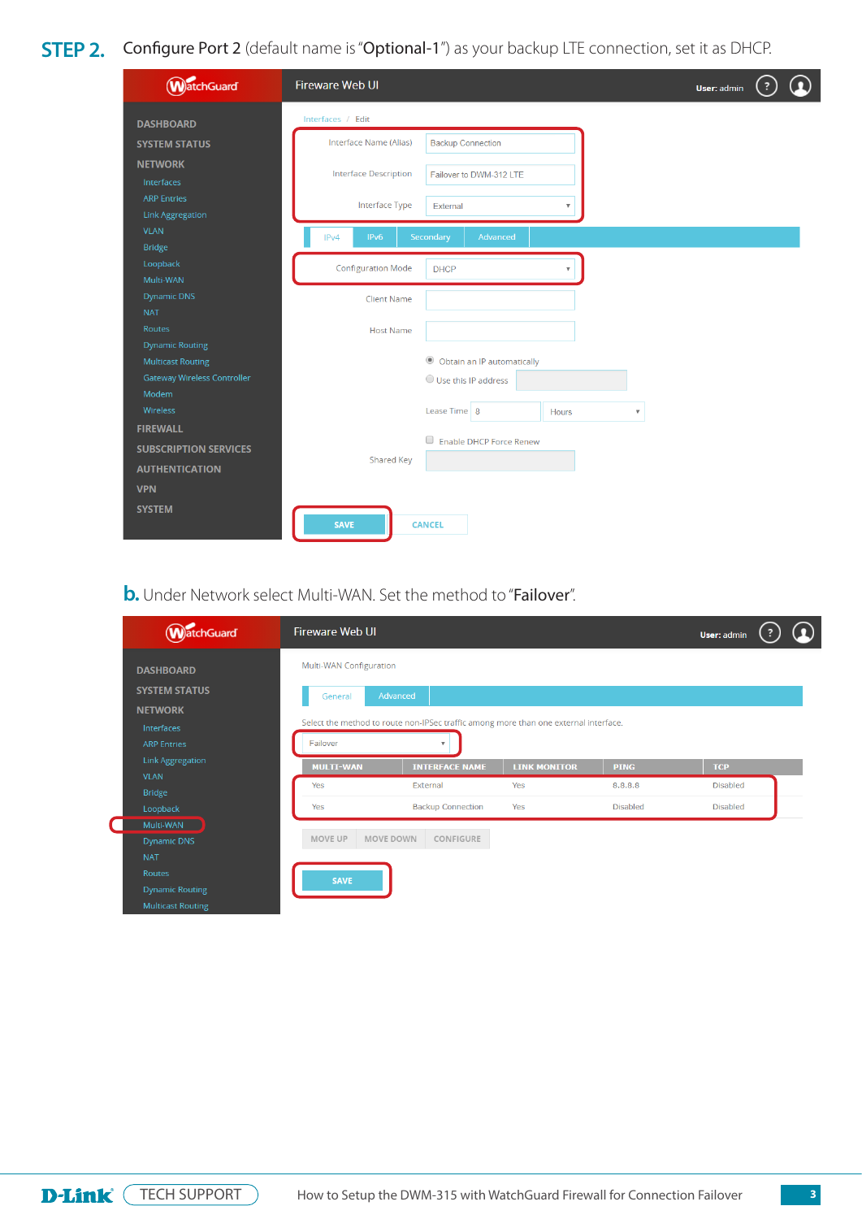**STEP 2.** Configure Port 2 (default name is "**Optional-1**") as your backup LTE connection, set it as DHCP.

WatchGuard | Fireware Web UI | User: admin

DASHBOARD
SYSTEM STATUS
NETWORK
Interfaces
ARP Entries
Link Aggregation
VLAN
Bridge
Loopback
Multi-WAN
Dynamic DNS
NAT
Routes
Dynamic Routing
Multicast Routing
Gateway Wireless Controller
Modem
Wireless
FIREWALL
SUBSCRIPTION SERVICES
AUTHENTICATION
VPN
SYSTEM

Interfaces / Edit

Interface Name (Alias): Backup Connection
Interface Description: Failover to DWM-312 LTE
Interface Type: External

IPv4 | IPv6 | Secondary | Advanced

Configuration Mode: DHCP
Client Name:
Host Name:
Obtain an IP automatically
Use this IP address
Lease Time: 8 Hours
Enable DHCP Force Renew
Shared Key

SAVE | CANCEL

**b.** Under Network select Multi-WAN. Set the method to "**Failover**".

WatchGuard | Fireware Web UI | User: admin

DASHBOARD
SYSTEM STATUS
NETWORK
Interfaces
ARP Entries
Link Aggregation
VLAN
Bridge
Loopback
Multi-WAN
Dynamic DNS
NAT
Routes
Dynamic Routing
Multicast Routing

Multi-WAN Configuration

General | Advanced

Select the method to route non-IPSec traffic among more than one external interface.

Failover

| MULTI-WAN | INTERFACE NAME | LINK MONITOR | PING | TCP |
|---|---|---|---|---|
| Yes | External | Yes | 8.8.8.8 | Disabled |
| Yes | Backup Connection | Yes | Disabled | Disabled |

MOVE UP | MOVE DOWN | CONFIGURE

SAVE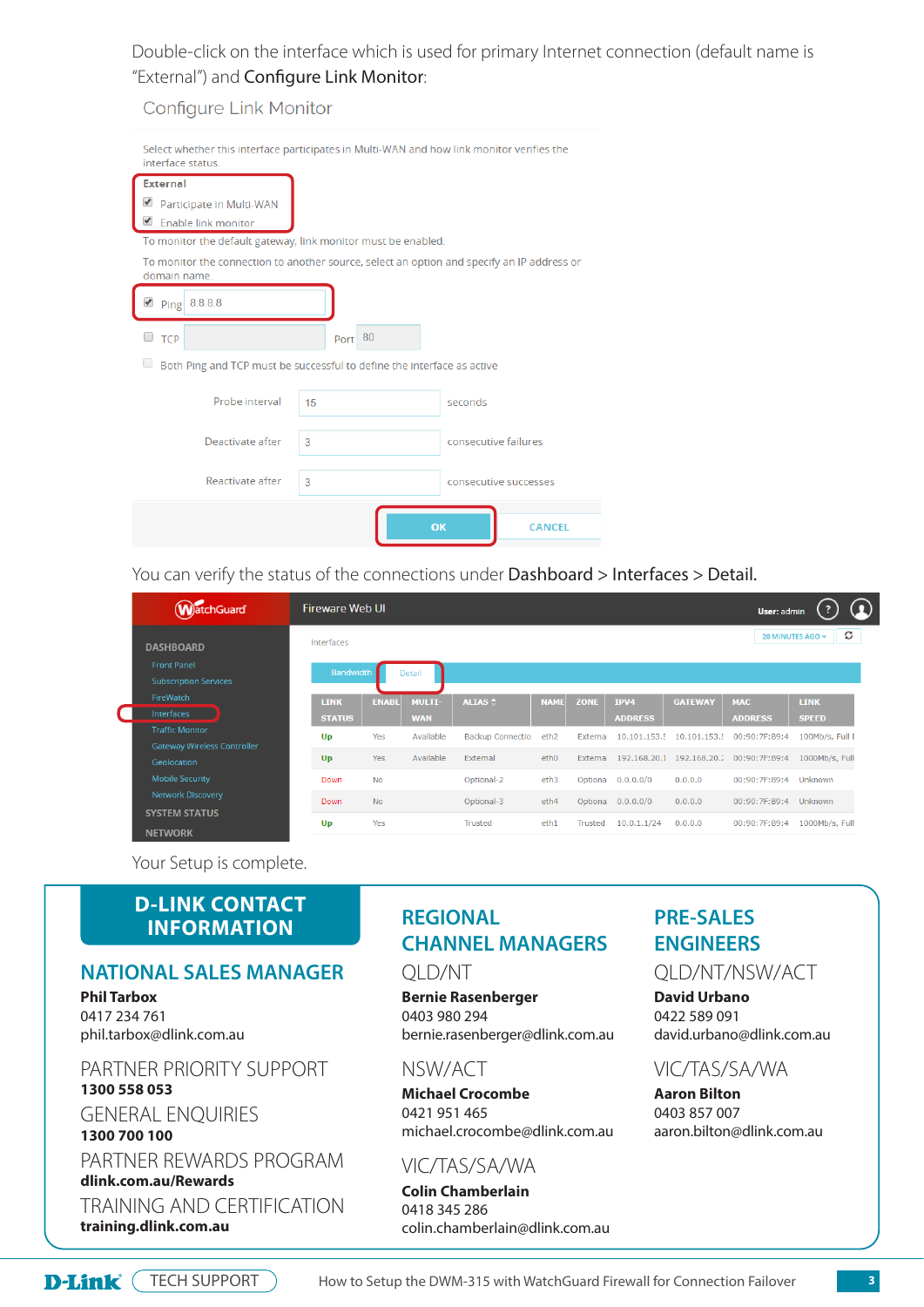Double-click on the interface which is used for primary Internet connection (default name is "External") and **Configure Link Monitor**:

Configure Link Monitor

Select whether this interface participates in Multi-WAN and how link monitor verifies the interface status.

External
- ☑ Participate in Multi-WAN
- ☑ Enable link monitor

To monitor the default gateway, link monitor must be enabled.

To monitor the connection to another source, select an option and specify an IP address or domain name.

- ☑ Ping 8.8.8.8
- ☐ TCP Port 80
- ☐ Both Ping and TCP must be successful to define the interface as active

Probe interval 15 seconds

Deactivate after 3 consecutive failures

Reactivate after 3 consecutive successes

OK CANCEL

You can verify the status of the connections under **Dashboard** > **Interfaces** > **Detail.**

WatchGuard Fireware Web UI User: admin

DASHBOARD
- Front Panel
- Subscription Services
- FireWatch
- Interfaces
- Traffic Monitor
- Gateway Wireless Controller
- Geolocation
- Mobile Security
- Network Discovery

SYSTEM STATUS

NETWORK

Interfaces — 20 MINUTES AGO — Bandwidth | Detail

| LINK STATUS | ENABL | MULTI-WAN | ALIAS | NAME | ZONE | IPV4 ADDRESS | GATEWAY | MAC ADDRESS | LINK SPEED |
|---|---|---|---|---|---|---|---|---|---|
| Up | Yes | Available | Backup Connectio | eth2 | Externa | 10.101.153.! | 10.101.153.! | 00:90:7F:B9:4 | 100Mb/s, Full I |
| Up | Yes | Available | External | eth0 | Externa | 192.168.20.1 | 192.168.20.: | 00:90:7F:B9:4 | 1000Mb/s, Full |
| Down | No | | Optional-2 | eth3 | Optiona | 0.0.0.0/0 | 0.0.0.0 | 00:90:7F:B9:4 | Unknown |
| Down | No | | Optional-3 | eth4 | Optiona | 0.0.0.0/0 | 0.0.0.0 | 00:90:7F:B9:4 | Unknown |
| Up | Yes | | Trusted | eth1 | Trusted | 10.0.1.1/24 | 0.0.0.0 | 00:90:7F:B9:4 | 1000Mb/s, Full |

Your Setup is complete.

## D-LINK CONTACT INFORMATION

### NATIONAL SALES MANAGER
**Phil Tarbox**
0417 234 761
phil.tarbox@dlink.com.au

PARTNER PRIORITY SUPPORT
**1300 558 053**

GENERAL ENQUIRIES
**1300 700 100**

PARTNER REWARDS PROGRAM
**dlink.com.au/Rewards**

TRAINING AND CERTIFICATION
**training.dlink.com.au**

### REGIONAL CHANNEL MANAGERS

QLD/NT
**Bernie Rasenberger**
0403 980 294
bernie.rasenberger@dlink.com.au

NSW/ACT
**Michael Crocombe**
0421 951 465
michael.crocombe@dlink.com.au

VIC/TAS/SA/WA
**Colin Chamberlain**
0418 345 286
colin.chamberlain@dlink.com.au

### PRE-SALES ENGINEERS

QLD/NT/NSW/ACT
**David Urbano**
0422 589 091
david.urbano@dlink.com.au

VIC/TAS/SA/WA
**Aaron Bilton**
0403 857 007
aaron.bilton@dlink.com.au